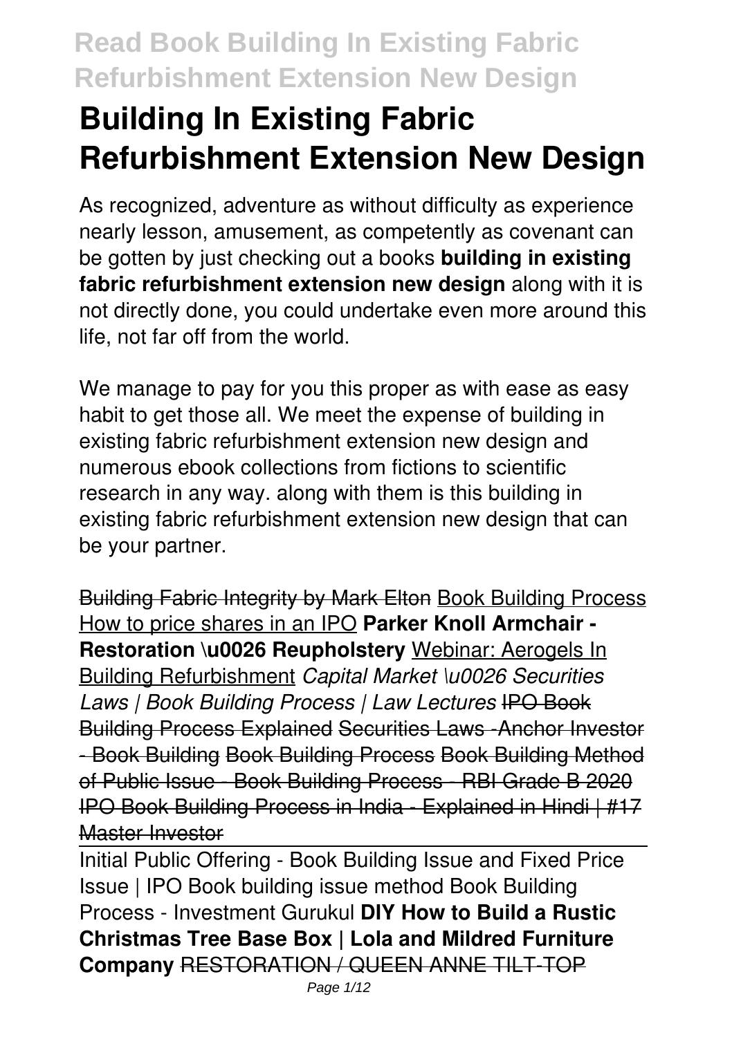# Building In Existing Fabric Refurbishment Extension New Design

As recognized, adventure as without difficulty as experience nearly lesson, amusement, as competently as covenant can be gotten by just checking out a books **building in existing fabric refurbishment extension new design** along with it is not directly done, you could undertake even more around this life, not far off from the world.

We manage to pay for you this proper as with ease as easy habit to get those all. We meet the expense of building in existing fabric refurbishment extension new design and numerous ebook collections from fictions to scientific research in any way. along with them is this building in existing fabric refurbishment extension new design that can be your partner.

Building Fabric Integrity by Mark Elton Book Building Process How to price shares in an IPO **Parker Knoll Armchair - Restoration \u0026 Reupholstery** Webinar: Aerogels In Building Refurbishment *Capital Market \u0026 Securities Laws | Book Building Process | Law Lectures* IPO Book Building Process Explained Securities Laws -Anchor Investor - Book Building Book Building Process Book Building Method of Public Issue - Book Building Process - RBI Grade B 2020 IPO Book Building Process in India - Explained in Hindi | #17 Master Investor

Initial Public Offering - Book Building Issue and Fixed Price Issue | IPO Book building issue method Book Building Process - Investment Gurukul **DIY How to Build a Rustic Christmas Tree Base Box | Lola and Mildred Furniture Company** RESTORATION / QUEEN ANNE TILT-TOP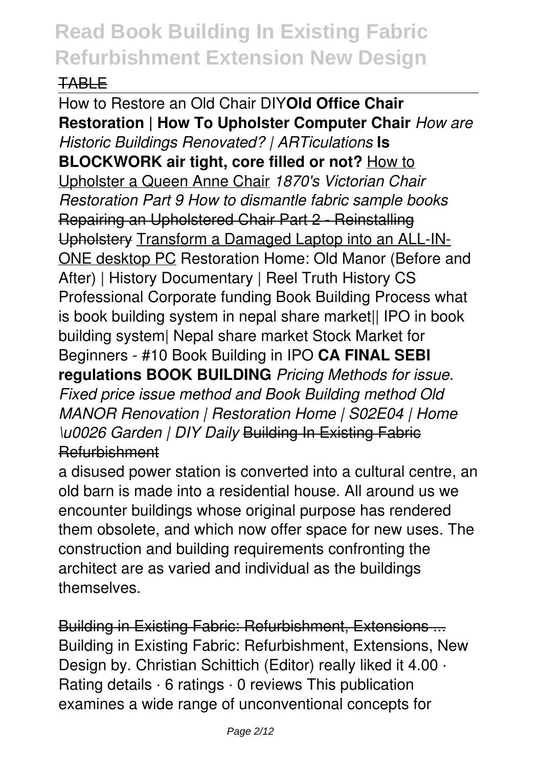TABLE

How to Restore an Old Chair DIY**Old Office Chair Restoration | How To Upholster Computer Chair** *How are Historic Buildings Renovated? | ARTiculations* **Is BLOCKWORK air tight, core filled or not?** How to Upholster a Queen Anne Chair *1870's Victorian Chair Restoration Part 9 How to dismantle fabric sample books* Repairing an Upholstered Chair Part 2 - Reinstalling Upholstery Transform a Damaged Laptop into an ALL-IN-ONE desktop PC Restoration Home: Old Manor (Before and After) | History Documentary | Reel Truth History CS Professional Corporate funding Book Building Process what is book building system in nepal share market|| IPO in book building system| Nepal share market Stock Market for Beginners - #10 Book Building in IPO **CA FINAL SEBI regulations BOOK BUILDING** *Pricing Methods for issue. Fixed price issue method and Book Building method Old MANOR Renovation | Restoration Home | S02E04 | Home \u0026 Garden | DIY Daily* Building In Existing Fabric Refurbishment

a disused power station is converted into a cultural centre, an old barn is made into a residential house. All around us we encounter buildings whose original purpose has rendered them obsolete, and which now offer space for new uses. The construction and building requirements confronting the architect are as varied and individual as the buildings themselves.

Building in Existing Fabric: Refurbishment, Extensions ...
Building in Existing Fabric: Refurbishment, Extensions, New Design by. Christian Schittich (Editor) really liked it 4.00 · Rating details · 6 ratings · 0 reviews This publication examines a wide range of unconventional concepts for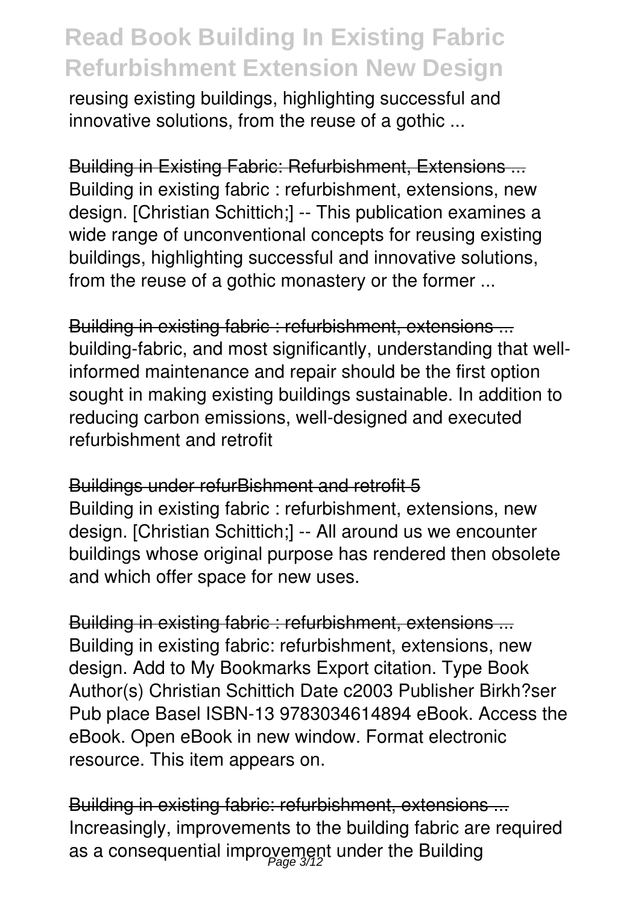reusing existing buildings, highlighting successful and innovative solutions, from the reuse of a gothic ...

Building in Existing Fabric: Refurbishment, Extensions ...
Building in existing fabric : refurbishment, extensions, new design. [Christian Schittich;] -- This publication examines a wide range of unconventional concepts for reusing existing buildings, highlighting successful and innovative solutions, from the reuse of a gothic monastery or the former ...

Building in existing fabric : refurbishment, extensions ...
building-fabric, and most significantly, understanding that well-informed maintenance and repair should be the first option sought in making existing buildings sustainable. In addition to reducing carbon emissions, well-designed and executed refurbishment and retrofit

Buildings under refurBishment and retrofit 5
Building in existing fabric : refurbishment, extensions, new design. [Christian Schittich;] -- All around us we encounter buildings whose original purpose has rendered then obsolete and which offer space for new uses.

Building in existing fabric : refurbishment, extensions ...
Building in existing fabric: refurbishment, extensions, new design. Add to My Bookmarks Export citation. Type Book Author(s) Christian Schittich Date c2003 Publisher Birkh?ser Pub place Basel ISBN-13 9783034614894 eBook. Access the eBook. Open eBook in new window. Format electronic resource. This item appears on.

Building in existing fabric: refurbishment, extensions ...
Increasingly, improvements to the building fabric are required as a consequential improvement under the Building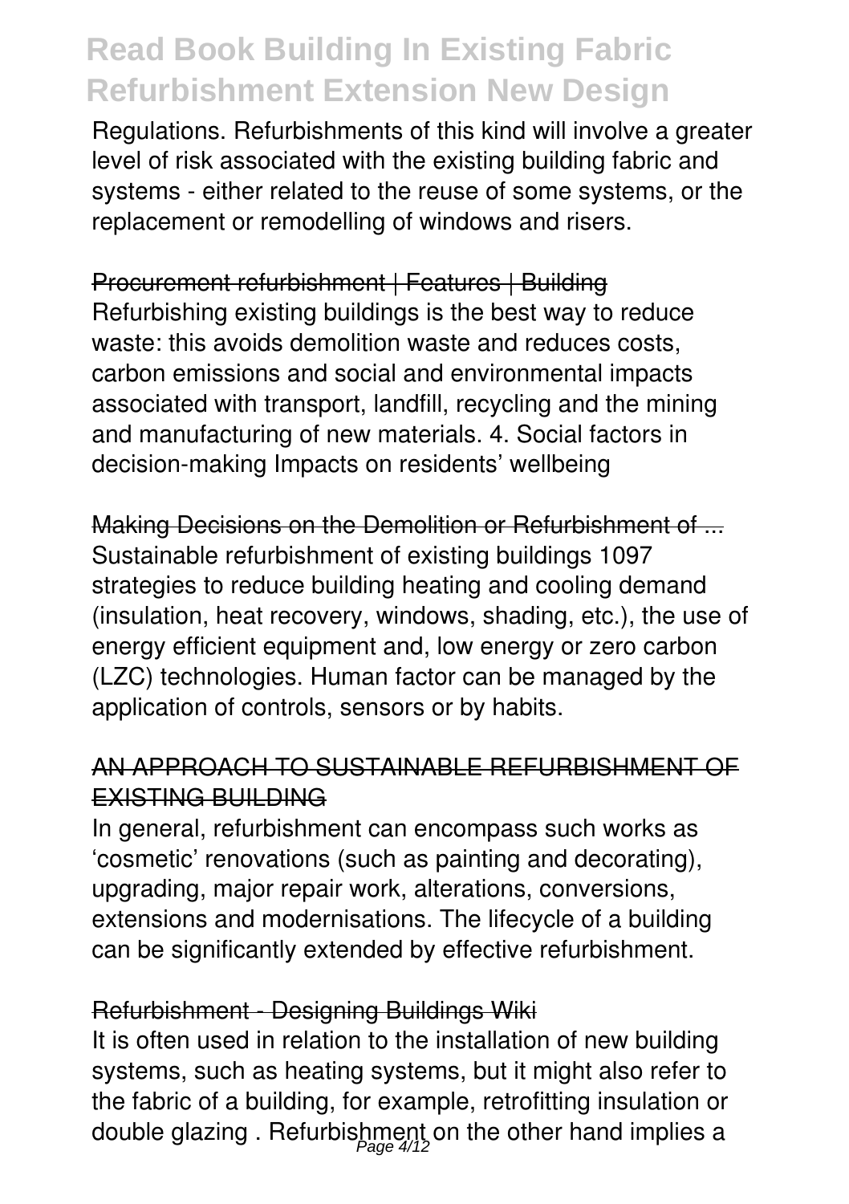Regulations. Refurbishments of this kind will involve a greater level of risk associated with the existing building fabric and systems - either related to the reuse of some systems, or the replacement or remodelling of windows and risers.

Procurement refurbishment | Features | Building

Refurbishing existing buildings is the best way to reduce waste: this avoids demolition waste and reduces costs, carbon emissions and social and environmental impacts associated with transport, landfill, recycling and the mining and manufacturing of new materials. 4. Social factors in decision-making Impacts on residents' wellbeing

Making Decisions on the Demolition or Refurbishment of ...

Sustainable refurbishment of existing buildings 1097 strategies to reduce building heating and cooling demand (insulation, heat recovery, windows, shading, etc.), the use of energy efficient equipment and, low energy or zero carbon (LZC) technologies. Human factor can be managed by the application of controls, sensors or by habits.

AN APPROACH TO SUSTAINABLE REFURBISHMENT OF EXISTING BUILDING

In general, refurbishment can encompass such works as 'cosmetic' renovations (such as painting and decorating), upgrading, major repair work, alterations, conversions, extensions and modernisations. The lifecycle of a building can be significantly extended by effective refurbishment.

Refurbishment - Designing Buildings Wiki

It is often used in relation to the installation of new building systems, such as heating systems, but it might also refer to the fabric of a building, for example, retrofitting insulation or double glazing . Refurbishment on the other hand implies a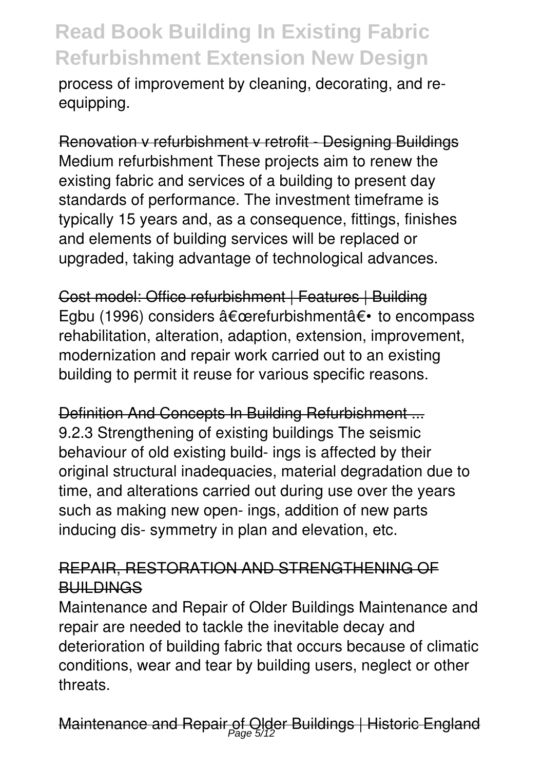process of improvement by cleaning, decorating, and re-equipping.

Renovation v refurbishment v retrofit - Designing Buildings
Medium refurbishment These projects aim to renew the existing fabric and services of a building to present day standards of performance. The investment timeframe is typically 15 years and, as a consequence, fittings, finishes and elements of building services will be replaced or upgraded, taking advantage of technological advances.

Cost model: Office refurbishment | Features | Building
Egbu (1996) considers â€œrefurbishmentâ€• to encompass rehabilitation, alteration, adaption, extension, improvement, modernization and repair work carried out to an existing building to permit it reuse for various specific reasons.

Definition And Concepts In Building Refurbishment ...
9.2.3 Strengthening of existing buildings The seismic behaviour of old existing build- ings is affected by their original structural inadequacies, material degradation due to time, and alterations carried out during use over the years such as making new open- ings, addition of new parts inducing dis- symmetry in plan and elevation, etc.

REPAIR, RESTORATION AND STRENGTHENING OF BUILDINGS
Maintenance and Repair of Older Buildings Maintenance and repair are needed to tackle the inevitable decay and deterioration of building fabric that occurs because of climatic conditions, wear and tear by building users, neglect or other threats.

Maintenance and Repair of Older Buildings | Historic England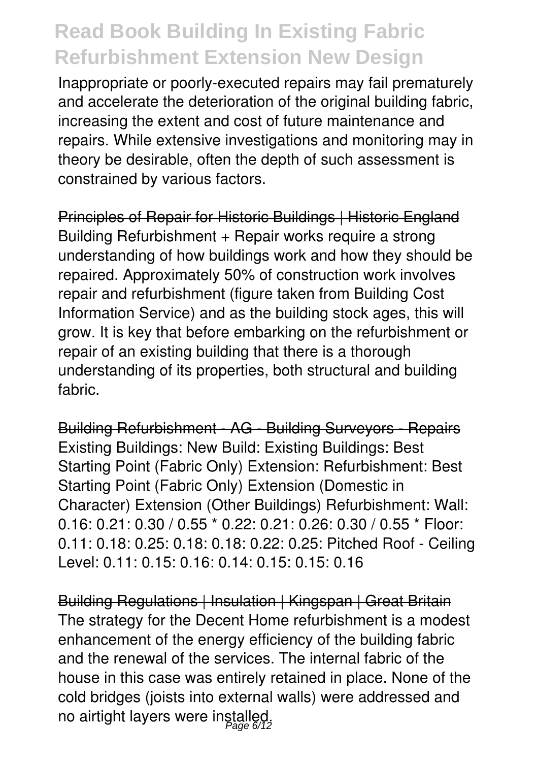Inappropriate or poorly-executed repairs may fail prematurely and accelerate the deterioration of the original building fabric, increasing the extent and cost of future maintenance and repairs. While extensive investigations and monitoring may in theory be desirable, often the depth of such assessment is constrained by various factors.

Principles of Repair for Historic Buildings | Historic England

Building Refurbishment + Repair works require a strong understanding of how buildings work and how they should be repaired. Approximately 50% of construction work involves repair and refurbishment (figure taken from Building Cost Information Service) and as the building stock ages, this will grow. It is key that before embarking on the refurbishment or repair of an existing building that there is a thorough understanding of its properties, both structural and building fabric.

Building Refurbishment - AG - Building Surveyors - Repairs

Existing Buildings: New Build: Existing Buildings: Best Starting Point (Fabric Only) Extension: Refurbishment: Best Starting Point (Fabric Only) Extension (Domestic in Character) Extension (Other Buildings) Refurbishment: Wall: 0.16: 0.21: 0.30 / 0.55 * 0.22: 0.21: 0.26: 0.30 / 0.55 * Floor: 0.11: 0.18: 0.25: 0.18: 0.18: 0.22: 0.25: Pitched Roof - Ceiling Level: 0.11: 0.15: 0.16: 0.14: 0.15: 0.15: 0.16

Building Regulations | Insulation | Kingspan | Great Britain

The strategy for the Decent Home refurbishment is a modest enhancement of the energy efficiency of the building fabric and the renewal of the services. The internal fabric of the house in this case was entirely retained in place. None of the cold bridges (joists into external walls) were addressed and no airtight layers were installed.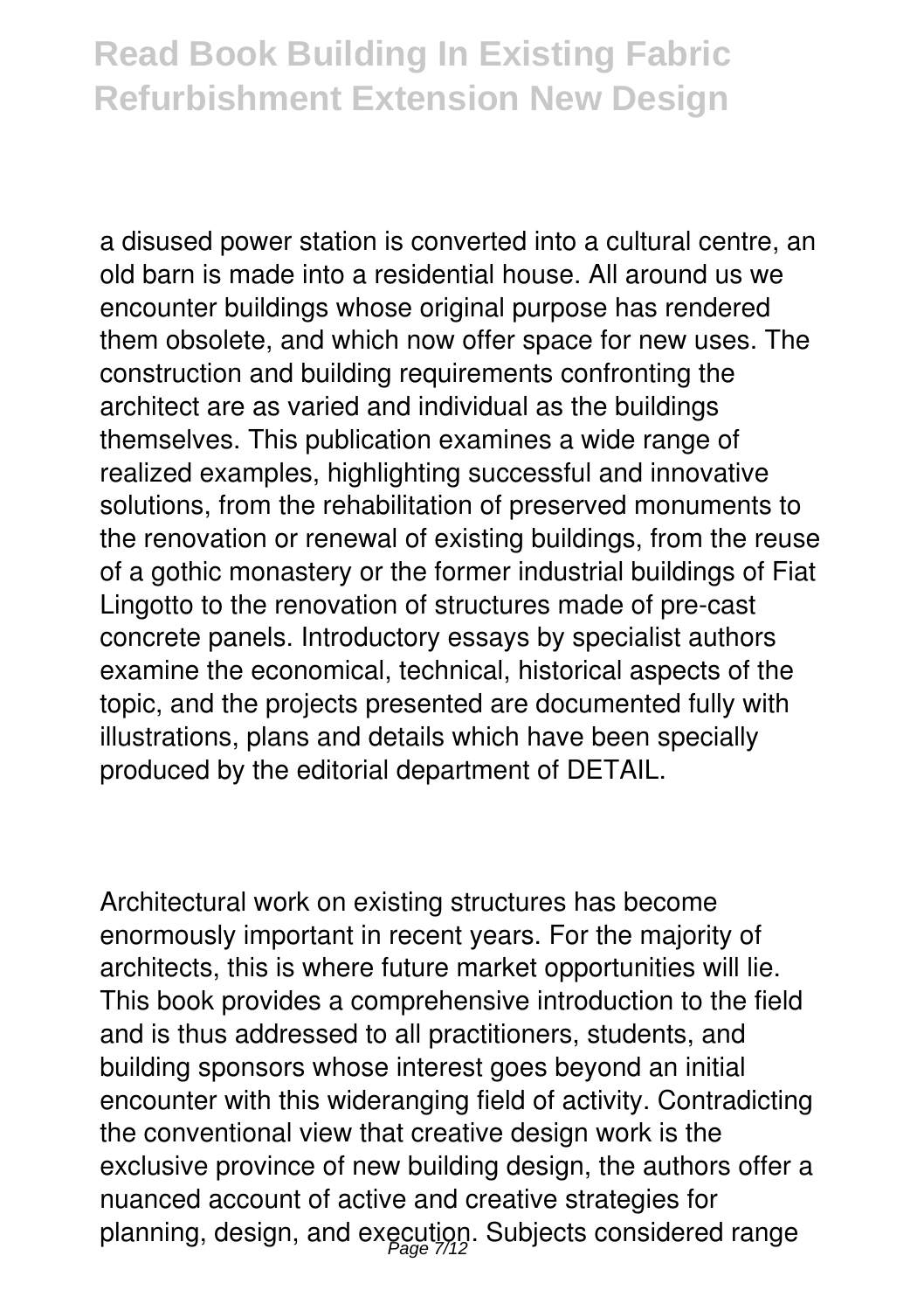a disused power station is converted into a cultural centre, an old barn is made into a residential house. All around us we encounter buildings whose original purpose has rendered them obsolete, and which now offer space for new uses. The construction and building requirements confronting the architect are as varied and individual as the buildings themselves. This publication examines a wide range of realized examples, highlighting successful and innovative solutions, from the rehabilitation of preserved monuments to the renovation or renewal of existing buildings, from the reuse of a gothic monastery or the former industrial buildings of Fiat Lingotto to the renovation of structures made of pre-cast concrete panels. Introductory essays by specialist authors examine the economical, technical, historical aspects of the topic, and the projects presented are documented fully with illustrations, plans and details which have been specially produced by the editorial department of DETAIL.

Architectural work on existing structures has become enormously important in recent years. For the majority of architects, this is where future market opportunities will lie. This book provides a comprehensive introduction to the field and is thus addressed to all practitioners, students, and building sponsors whose interest goes beyond an initial encounter with this wideranging field of activity. Contradicting the conventional view that creative design work is the exclusive province of new building design, the authors offer a nuanced account of active and creative strategies for planning, design, and execution. Subjects considered range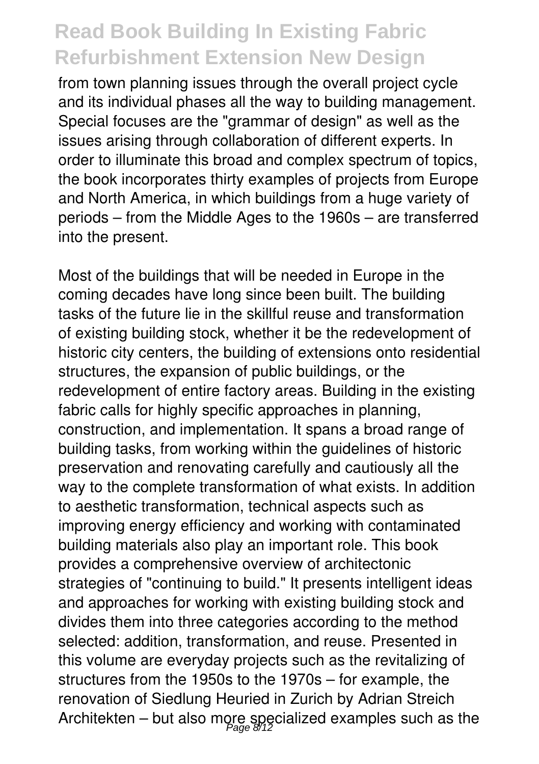from town planning issues through the overall project cycle and its individual phases all the way to building management. Special focuses are the "grammar of design" as well as the issues arising through collaboration of different experts. In order to illuminate this broad and complex spectrum of topics, the book incorporates thirty examples of projects from Europe and North America, in which buildings from a huge variety of periods – from the Middle Ages to the 1960s – are transferred into the present.

Most of the buildings that will be needed in Europe in the coming decades have long since been built. The building tasks of the future lie in the skillful reuse and transformation of existing building stock, whether it be the redevelopment of historic city centers, the building of extensions onto residential structures, the expansion of public buildings, or the redevelopment of entire factory areas. Building in the existing fabric calls for highly specific approaches in planning, construction, and implementation. It spans a broad range of building tasks, from working within the guidelines of historic preservation and renovating carefully and cautiously all the way to the complete transformation of what exists. In addition to aesthetic transformation, technical aspects such as improving energy efficiency and working with contaminated building materials also play an important role. This book provides a comprehensive overview of architectonic strategies of "continuing to build." It presents intelligent ideas and approaches for working with existing building stock and divides them into three categories according to the method selected: addition, transformation, and reuse. Presented in this volume are everyday projects such as the revitalizing of structures from the 1950s to the 1970s – for example, the renovation of Siedlung Heuried in Zurich by Adrian Streich Architekten – but also more specialized examples such as the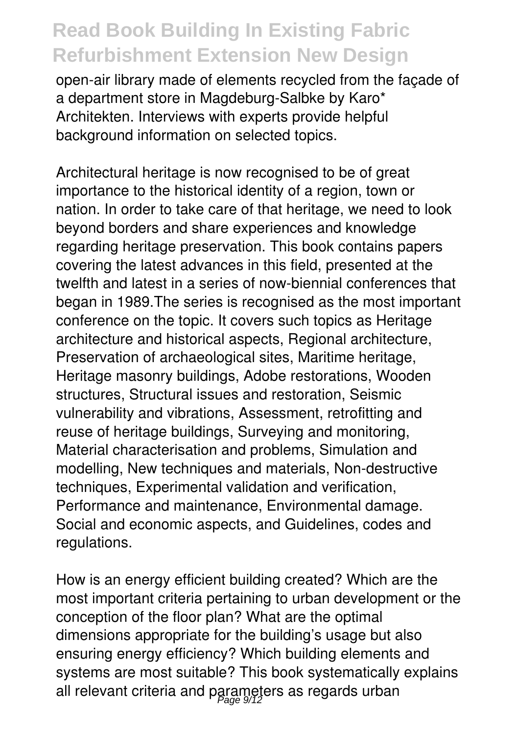open-air library made of elements recycled from the façade of a department store in Magdeburg-Salbke by Karo* Architekten. Interviews with experts provide helpful background information on selected topics.

Architectural heritage is now recognised to be of great importance to the historical identity of a region, town or nation. In order to take care of that heritage, we need to look beyond borders and share experiences and knowledge regarding heritage preservation. This book contains papers covering the latest advances in this field, presented at the twelfth and latest in a series of now-biennial conferences that began in 1989.The series is recognised as the most important conference on the topic. It covers such topics as Heritage architecture and historical aspects, Regional architecture, Preservation of archaeological sites, Maritime heritage, Heritage masonry buildings, Adobe restorations, Wooden structures, Structural issues and restoration, Seismic vulnerability and vibrations, Assessment, retrofitting and reuse of heritage buildings, Surveying and monitoring, Material characterisation and problems, Simulation and modelling, New techniques and materials, Non-destructive techniques, Experimental validation and verification, Performance and maintenance, Environmental damage. Social and economic aspects, and Guidelines, codes and regulations.

How is an energy efficient building created? Which are the most important criteria pertaining to urban development or the conception of the floor plan? What are the optimal dimensions appropriate for the building's usage but also ensuring energy efficiency? Which building elements and systems are most suitable? This book systematically explains all relevant criteria and parameters as regards urban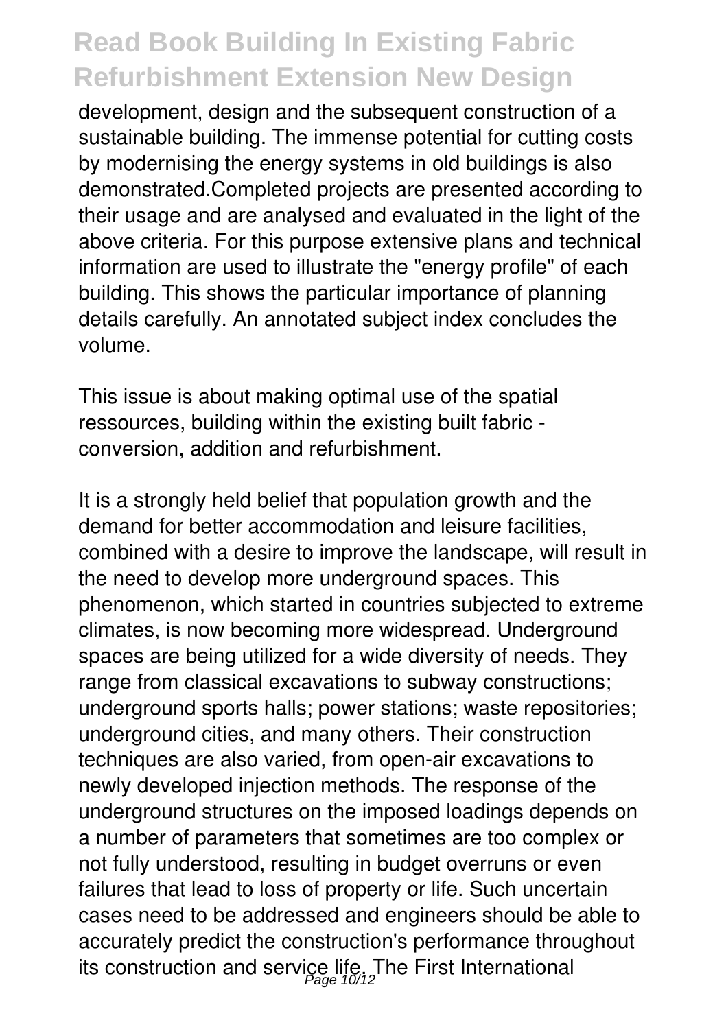development, design and the subsequent construction of a sustainable building. The immense potential for cutting costs by modernising the energy systems in old buildings is also demonstrated.Completed projects are presented according to their usage and are analysed and evaluated in the light of the above criteria. For this purpose extensive plans and technical information are used to illustrate the "energy profile" of each building. This shows the particular importance of planning details carefully. An annotated subject index concludes the volume.

This issue is about making optimal use of the spatial ressources, building within the existing built fabric - conversion, addition and refurbishment.

It is a strongly held belief that population growth and the demand for better accommodation and leisure facilities, combined with a desire to improve the landscape, will result in the need to develop more underground spaces. This phenomenon, which started in countries subjected to extreme climates, is now becoming more widespread. Underground spaces are being utilized for a wide diversity of needs. They range from classical excavations to subway constructions; underground sports halls; power stations; waste repositories; underground cities, and many others. Their construction techniques are also varied, from open-air excavations to newly developed injection methods. The response of the underground structures on the imposed loadings depends on a number of parameters that sometimes are too complex or not fully understood, resulting in budget overruns or even failures that lead to loss of property or life. Such uncertain cases need to be addressed and engineers should be able to accurately predict the construction's performance throughout its construction and service life. The First International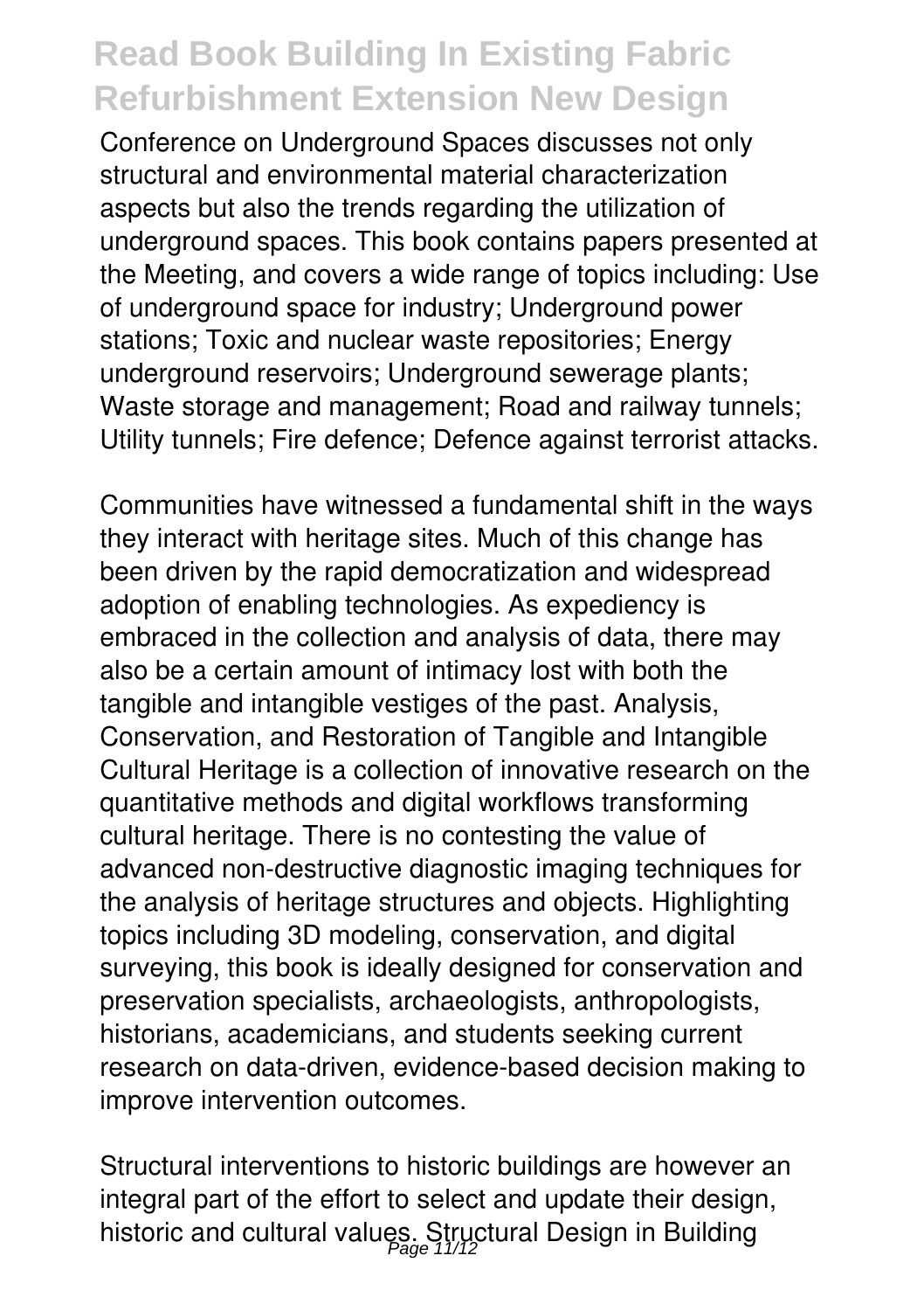Conference on Underground Spaces discusses not only structural and environmental material characterization aspects but also the trends regarding the utilization of underground spaces. This book contains papers presented at the Meeting, and covers a wide range of topics including: Use of underground space for industry; Underground power stations; Toxic and nuclear waste repositories; Energy underground reservoirs; Underground sewerage plants; Waste storage and management; Road and railway tunnels; Utility tunnels; Fire defence; Defence against terrorist attacks.

Communities have witnessed a fundamental shift in the ways they interact with heritage sites. Much of this change has been driven by the rapid democratization and widespread adoption of enabling technologies. As expediency is embraced in the collection and analysis of data, there may also be a certain amount of intimacy lost with both the tangible and intangible vestiges of the past. Analysis, Conservation, and Restoration of Tangible and Intangible Cultural Heritage is a collection of innovative research on the quantitative methods and digital workflows transforming cultural heritage. There is no contesting the value of advanced non-destructive diagnostic imaging techniques for the analysis of heritage structures and objects. Highlighting topics including 3D modeling, conservation, and digital surveying, this book is ideally designed for conservation and preservation specialists, archaeologists, anthropologists, historians, academicians, and students seeking current research on data-driven, evidence-based decision making to improve intervention outcomes.

Structural interventions to historic buildings are however an integral part of the effort to select and update their design, historic and cultural values. Structural Design in Building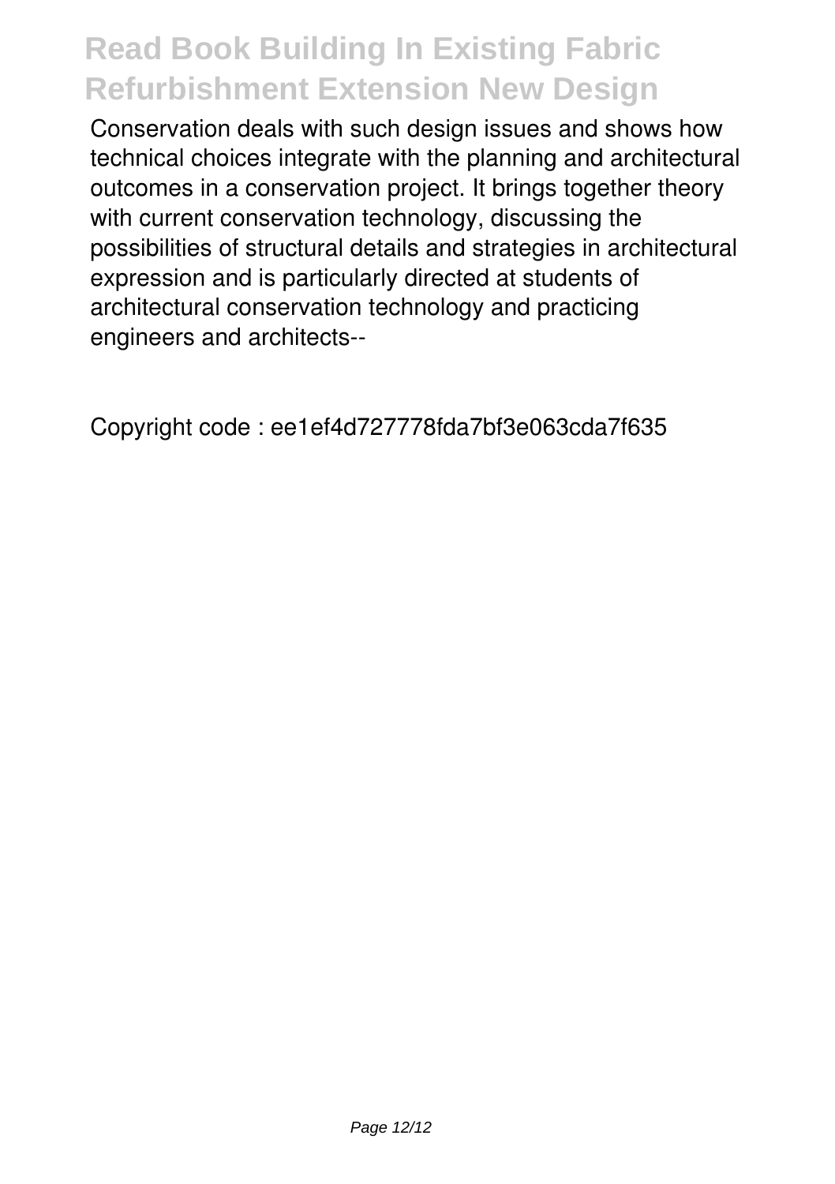Conservation deals with such design issues and shows how technical choices integrate with the planning and architectural outcomes in a conservation project. It brings together theory with current conservation technology, discussing the possibilities of structural details and strategies in architectural expression and is particularly directed at students of architectural conservation technology and practicing engineers and architects--

Copyright code : ee1ef4d727778fda7bf3e063cda7f635